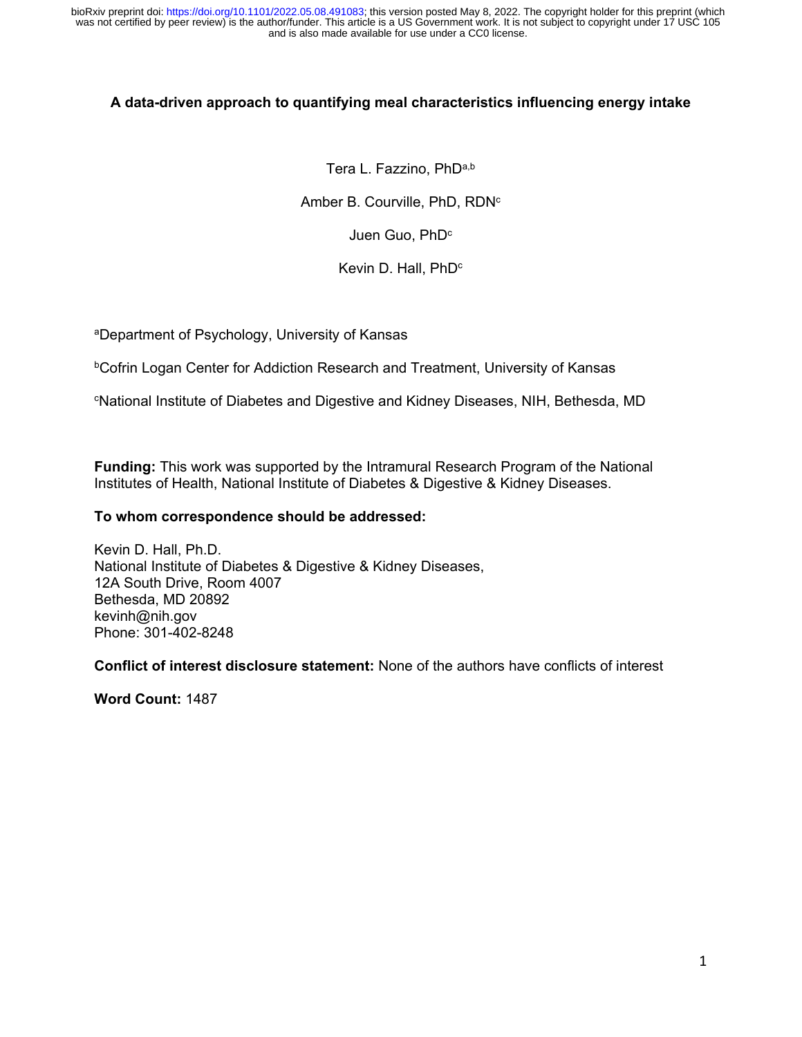bioRxiv preprint doi: https://doi.org/10.1101/2022.05.08.491083; this version posted May 8, 2022. The copyright holder for this preprint (which was not certified by peer review) is the author/funder. This article is a US Government work. It is not subject to copyright under 17 USC 105 and is also made available for use under a CC0 license.

**A data-driven approach to quantifying meal characteristics influencing energy intake**

Tera L. Fazzino, PhD[a,b]

Amber B. Courville, PhD, RDN[c]

Juen Guo, PhD[c]

Kevin D. Hall, PhD[c]

[a]Department of Psychology, University of Kansas

[b]Cofrin Logan Center for Addiction Research and Treatment, University of Kansas

[c]National Institute of Diabetes and Digestive and Kidney Diseases, NIH, Bethesda, MD

**Funding:** This work was supported by the Intramural Research Program of the National Institutes of Health, National Institute of Diabetes & Digestive & Kidney Diseases.

**To whom correspondence should be addressed:**

Kevin D. Hall, Ph.D.
National Institute of Diabetes & Digestive & Kidney Diseases,
12A South Drive, Room 4007
Bethesda, MD 20892
kevinh@nih.gov
Phone: 301-402-8248

**Conflict of interest disclosure statement:** None of the authors have conflicts of interest

**Word Count:** 1487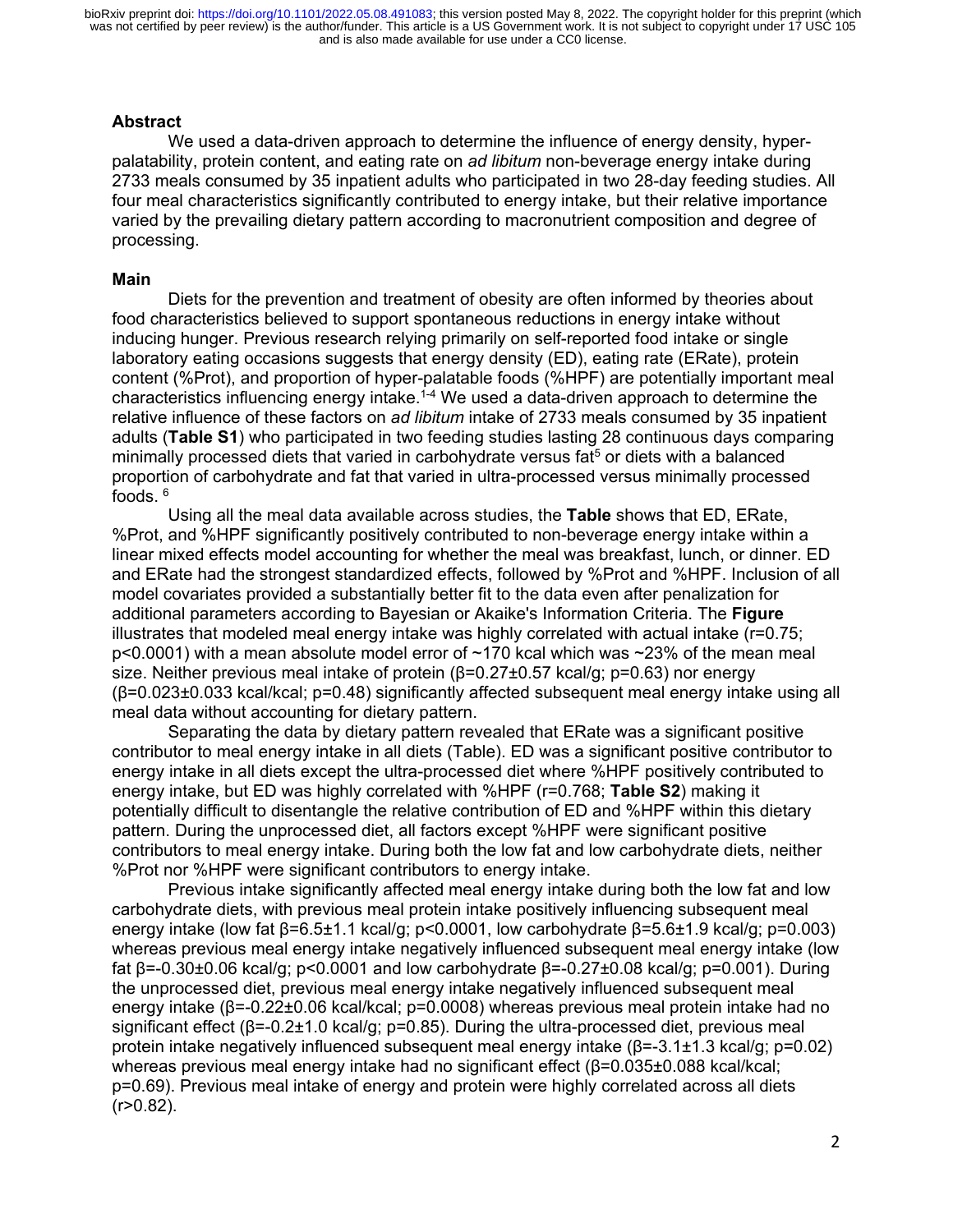## Abstract

We used a data-driven approach to determine the influence of energy density, hyper-palatability, protein content, and eating rate on *ad libitum* non-beverage energy intake during 2733 meals consumed by 35 inpatient adults who participated in two 28-day feeding studies. All four meal characteristics significantly contributed to energy intake, but their relative importance varied by the prevailing dietary pattern according to macronutrient composition and degree of processing.

## Main

Diets for the prevention and treatment of obesity are often informed by theories about food characteristics believed to support spontaneous reductions in energy intake without inducing hunger. Previous research relying primarily on self-reported food intake or single laboratory eating occasions suggests that energy density (ED), eating rate (ERate), protein content (%Prot), and proportion of hyper-palatable foods (%HPF) are potentially important meal characteristics influencing energy intake.[1-4] We used a data-driven approach to determine the relative influence of these factors on *ad libitum* intake of 2733 meals consumed by 35 inpatient adults (**Table S1**) who participated in two feeding studies lasting 28 continuous days comparing minimally processed diets that varied in carbohydrate versus fat[5] or diets with a balanced proportion of carbohydrate and fat that varied in ultra-processed versus minimally processed foods.[6]

Using all the meal data available across studies, the **Table** shows that ED, ERate, %Prot, and %HPF significantly positively contributed to non-beverage energy intake within a linear mixed effects model accounting for whether the meal was breakfast, lunch, or dinner. ED and ERate had the strongest standardized effects, followed by %Prot and %HPF. Inclusion of all model covariates provided a substantially better fit to the data even after penalization for additional parameters according to Bayesian or Akaike's Information Criteria. The **Figure** illustrates that modeled meal energy intake was highly correlated with actual intake ($r=0.75$; $p<0.0001$) with a mean absolute model error of ~170 kcal which was ~23% of the mean meal size. Neither previous meal intake of protein ($\beta=0.27\pm0.57$ kcal/g; $p=0.63$) nor energy ($\beta=0.023\pm0.033$ kcal/kcal; $p=0.48$) significantly affected subsequent meal energy intake using all meal data without accounting for dietary pattern.

Separating the data by dietary pattern revealed that ERate was a significant positive contributor to meal energy intake in all diets (Table). ED was a significant positive contributor to energy intake in all diets except the ultra-processed diet where %HPF positively contributed to energy intake, but ED was highly correlated with %HPF ($r=0.768$; **Table S2**) making it potentially difficult to disentangle the relative contribution of ED and %HPF within this dietary pattern. During the unprocessed diet, all factors except %HPF were significant positive contributors to meal energy intake. During both the low fat and low carbohydrate diets, neither %Prot nor %HPF were significant contributors to energy intake.

Previous intake significantly affected meal energy intake during both the low fat and low carbohydrate diets, with previous meal protein intake positively influencing subsequent meal energy intake (low fat $\beta=6.5\pm1.1$ kcal/g; $p<0.0001$, low carbohydrate $\beta=5.6\pm1.9$ kcal/g; $p=0.003$) whereas previous meal energy intake negatively influenced subsequent meal energy intake (low fat $\beta=-0.30\pm0.06$ kcal/g; $p<0.0001$ and low carbohydrate $\beta=-0.27\pm0.08$ kcal/g; $p=0.001$). During the unprocessed diet, previous meal energy intake negatively influenced subsequent meal energy intake ($\beta=-0.22\pm0.06$ kcal/kcal; $p=0.0008$) whereas previous meal protein intake had no significant effect ($\beta=-0.2\pm1.0$ kcal/g; $p=0.85$). During the ultra-processed diet, previous meal protein intake negatively influenced subsequent meal energy intake ($\beta=-3.1\pm1.3$ kcal/g; $p=0.02$) whereas previous meal energy intake had no significant effect ($\beta=0.035\pm0.088$ kcal/kcal; $p=0.69$). Previous meal intake of energy and protein were highly correlated across all diets ($r>0.82$).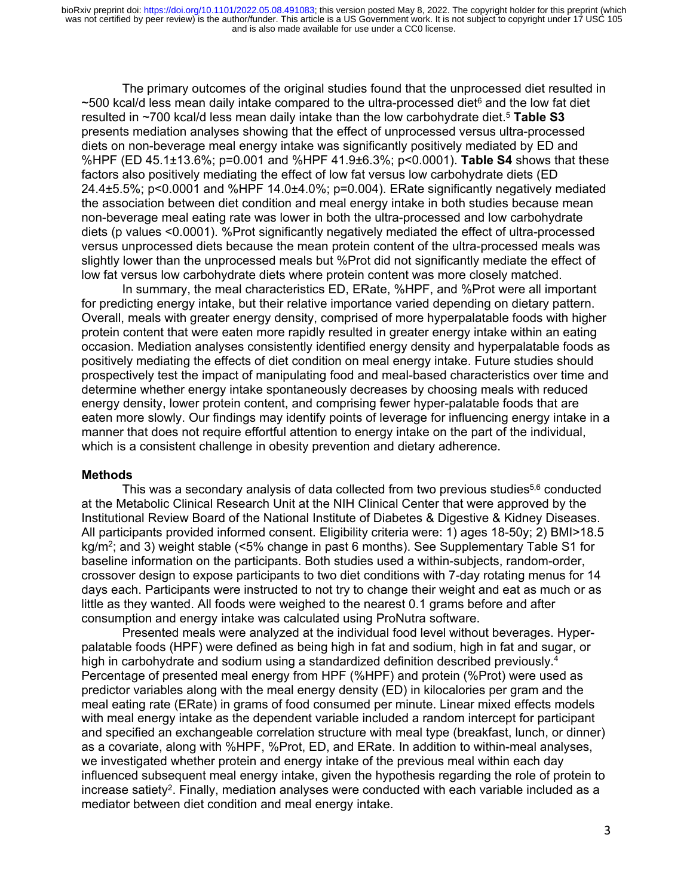The primary outcomes of the original studies found that the unprocessed diet resulted in ~500 kcal/d less mean daily intake compared to the ultra-processed diet[6] and the low fat diet resulted in ~700 kcal/d less mean daily intake than the low carbohydrate diet.[5] **Table S3** presents mediation analyses showing that the effect of unprocessed versus ultra-processed diets on non-beverage meal energy intake was significantly positively mediated by ED and %HPF (ED 45.1±13.6%; p=0.001 and %HPF 41.9±6.3%; p<0.0001). **Table S4** shows that these factors also positively mediating the effect of low fat versus low carbohydrate diets (ED 24.4±5.5%; p<0.0001 and %HPF 14.0±4.0%; p=0.004). ERate significantly negatively mediated the association between diet condition and meal energy intake in both studies because mean non-beverage meal eating rate was lower in both the ultra-processed and low carbohydrate diets (p values <0.0001). %Prot significantly negatively mediated the effect of ultra-processed versus unprocessed diets because the mean protein content of the ultra-processed meals was slightly lower than the unprocessed meals but %Prot did not significantly mediate the effect of low fat versus low carbohydrate diets where protein content was more closely matched.

In summary, the meal characteristics ED, ERate, %HPF, and %Prot were all important for predicting energy intake, but their relative importance varied depending on dietary pattern. Overall, meals with greater energy density, comprised of more hyperpalatable foods with higher protein content that were eaten more rapidly resulted in greater energy intake within an eating occasion. Mediation analyses consistently identified energy density and hyperpalatable foods as positively mediating the effects of diet condition on meal energy intake. Future studies should prospectively test the impact of manipulating food and meal-based characteristics over time and determine whether energy intake spontaneously decreases by choosing meals with reduced energy density, lower protein content, and comprising fewer hyper-palatable foods that are eaten more slowly. Our findings may identify points of leverage for influencing energy intake in a manner that does not require effortful attention to energy intake on the part of the individual, which is a consistent challenge in obesity prevention and dietary adherence.

## Methods

This was a secondary analysis of data collected from two previous studies[5,6] conducted at the Metabolic Clinical Research Unit at the NIH Clinical Center that were approved by the Institutional Review Board of the National Institute of Diabetes & Digestive & Kidney Diseases. All participants provided informed consent. Eligibility criteria were: 1) ages 18-50y; 2) BMI>18.5 kg/m$^2$; and 3) weight stable (<5% change in past 6 months). See Supplementary Table S1 for baseline information on the participants. Both studies used a within-subjects, random-order, crossover design to expose participants to two diet conditions with 7-day rotating menus for 14 days each. Participants were instructed to not try to change their weight and eat as much or as little as they wanted. All foods were weighed to the nearest 0.1 grams before and after consumption and energy intake was calculated using ProNutra software.

Presented meals were analyzed at the individual food level without beverages. Hyper-palatable foods (HPF) were defined as being high in fat and sodium, high in fat and sugar, or high in carbohydrate and sodium using a standardized definition described previously.[4] Percentage of presented meal energy from HPF (%HPF) and protein (%Prot) were used as predictor variables along with the meal energy density (ED) in kilocalories per gram and the meal eating rate (ERate) in grams of food consumed per minute. Linear mixed effects models with meal energy intake as the dependent variable included a random intercept for participant and specified an exchangeable correlation structure with meal type (breakfast, lunch, or dinner) as a covariate, along with %HPF, %Prot, ED, and ERate. In addition to within-meal analyses, we investigated whether protein and energy intake of the previous meal within each day influenced subsequent meal energy intake, given the hypothesis regarding the role of protein to increase satiety[2]. Finally, mediation analyses were conducted with each variable included as a mediator between diet condition and meal energy intake.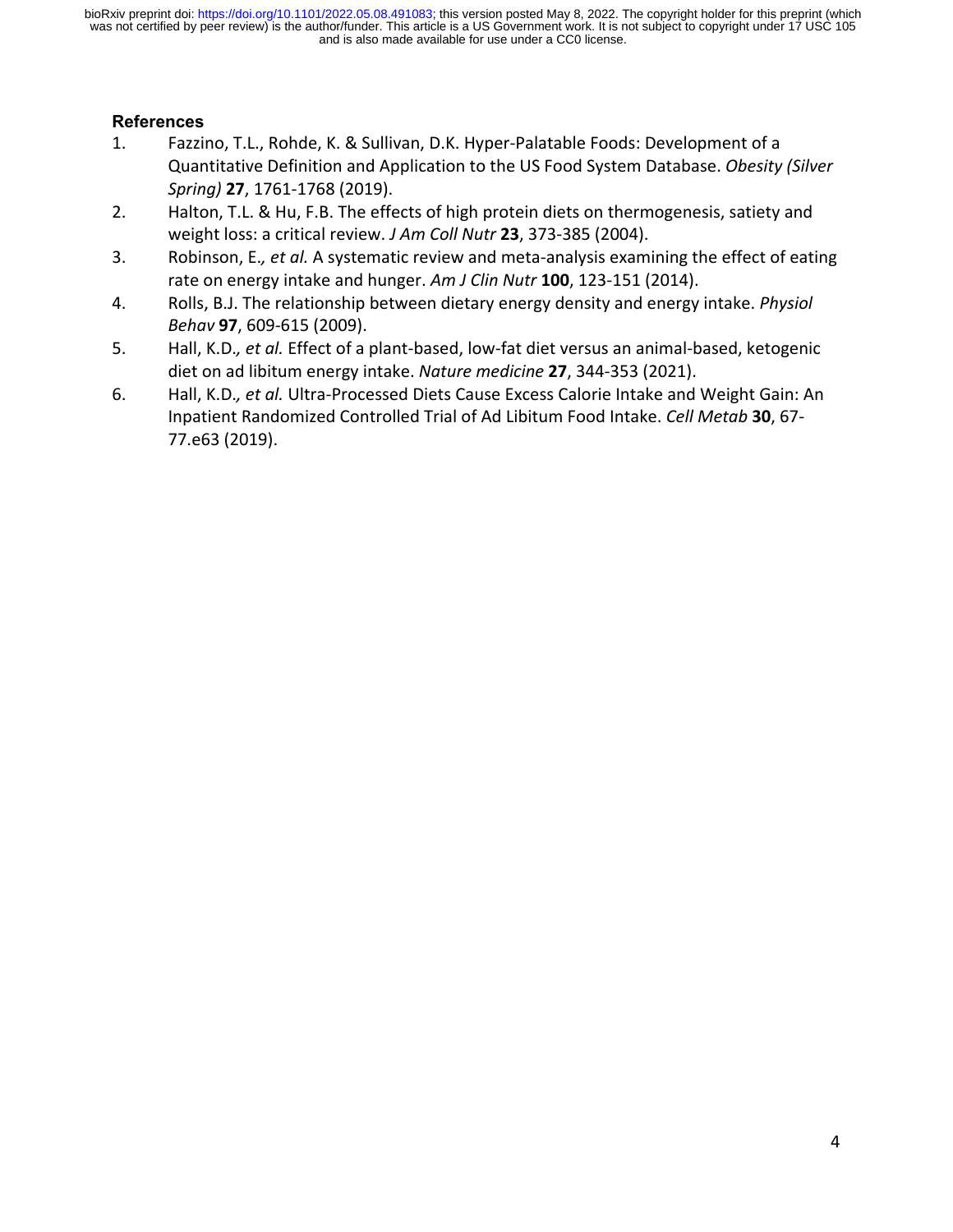**References**

1. Fazzino, T.L., Rohde, K. & Sullivan, D.K. Hyper-Palatable Foods: Development of a Quantitative Definition and Application to the US Food System Database. *Obesity (Silver Spring)* **27**, 1761-1768 (2019).
2. Halton, T.L. & Hu, F.B. The effects of high protein diets on thermogenesis, satiety and weight loss: a critical review. *J Am Coll Nutr* **23**, 373-385 (2004).
3. Robinson, E.*, et al.* A systematic review and meta-analysis examining the effect of eating rate on energy intake and hunger. *Am J Clin Nutr* **100**, 123-151 (2014).
4. Rolls, B.J. The relationship between dietary energy density and energy intake. *Physiol Behav* **97**, 609-615 (2009).
5. Hall, K.D.*, et al.* Effect of a plant-based, low-fat diet versus an animal-based, ketogenic diet on ad libitum energy intake. *Nature medicine* **27**, 344-353 (2021).
6. Hall, K.D.*, et al.* Ultra-Processed Diets Cause Excess Calorie Intake and Weight Gain: An Inpatient Randomized Controlled Trial of Ad Libitum Food Intake. *Cell Metab* **30**, 67-77.e63 (2019).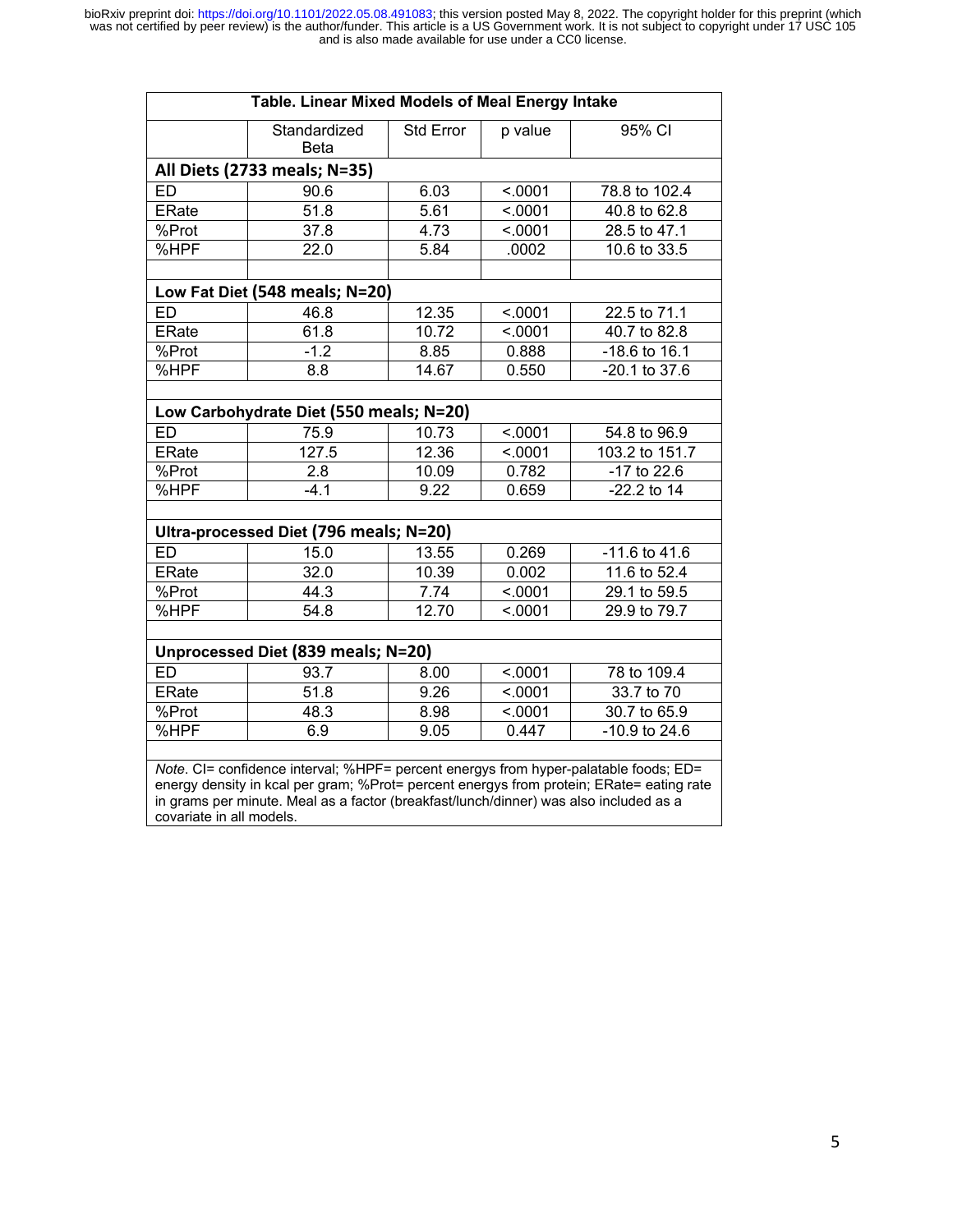**Table. Linear Mixed Models of Meal Energy Intake**

| | Standardized Beta | Std Error | p value | 95% CI |
|---|---|---|---|---|
| **All Diets (2733 meals; N=35)** | | | | |
| ED | 90.6 | 6.03 | <.0001 | 78.8 to 102.4 |
| ERate | 51.8 | 5.61 | <.0001 | 40.8 to 62.8 |
| %Prot | 37.8 | 4.73 | <.0001 | 28.5 to 47.1 |
| %HPF | 22.0 | 5.84 | .0002 | 10.6 to 33.5 |
| | | | | |
| **Low Fat Diet (548 meals; N=20)** | | | | |
| ED | 46.8 | 12.35 | <.0001 | 22.5 to 71.1 |
| ERate | 61.8 | 10.72 | <.0001 | 40.7 to 82.8 |
| %Prot | -1.2 | 8.85 | 0.888 | -18.6 to 16.1 |
| %HPF | 8.8 | 14.67 | 0.550 | -20.1 to 37.6 |
| | | | | |
| **Low Carbohydrate Diet (550 meals; N=20)** | | | | |
| ED | 75.9 | 10.73 | <.0001 | 54.8 to 96.9 |
| ERate | 127.5 | 12.36 | <.0001 | 103.2 to 151.7 |
| %Prot | 2.8 | 10.09 | 0.782 | -17 to 22.6 |
| %HPF | -4.1 | 9.22 | 0.659 | -22.2 to 14 |
| | | | | |
| **Ultra-processed Diet (796 meals; N=20)** | | | | |
| ED | 15.0 | 13.55 | 0.269 | -11.6 to 41.6 |
| ERate | 32.0 | 10.39 | 0.002 | 11.6 to 52.4 |
| %Prot | 44.3 | 7.74 | <.0001 | 29.1 to 59.5 |
| %HPF | 54.8 | 12.70 | <.0001 | 29.9 to 79.7 |
| | | | | |
| **Unprocessed Diet (839 meals; N=20)** | | | | |
| ED | 93.7 | 8.00 | <.0001 | 78 to 109.4 |
| ERate | 51.8 | 9.26 | <.0001 | 33.7 to 70 |
| %Prot | 48.3 | 8.98 | <.0001 | 30.7 to 65.9 |
| %HPF | 6.9 | 9.05 | 0.447 | -10.9 to 24.6 |

*Note*. CI= confidence interval; %HPF= percent energys from hyper-palatable foods; ED= energy density in kcal per gram; %Prot= percent energys from protein; ERate= eating rate in grams per minute. Meal as a factor (breakfast/lunch/dinner) was also included as a covariate in all models.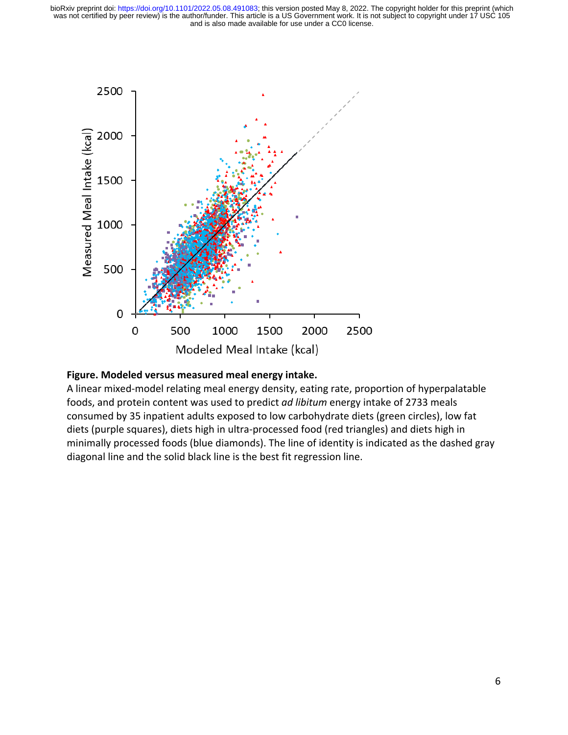**Figure. Modeled versus measured meal energy intake.**

A linear mixed-model relating meal energy density, eating rate, proportion of hyperpalatable foods, and protein content was used to predict *ad libitum* energy intake of 2733 meals consumed by 35 inpatient adults exposed to low carbohydrate diets (green circles), low fat diets (purple squares), diets high in ultra-processed food (red triangles) and diets high in minimally processed foods (blue diamonds). The line of identity is indicated as the dashed gray diagonal line and the solid black line is the best fit regression line.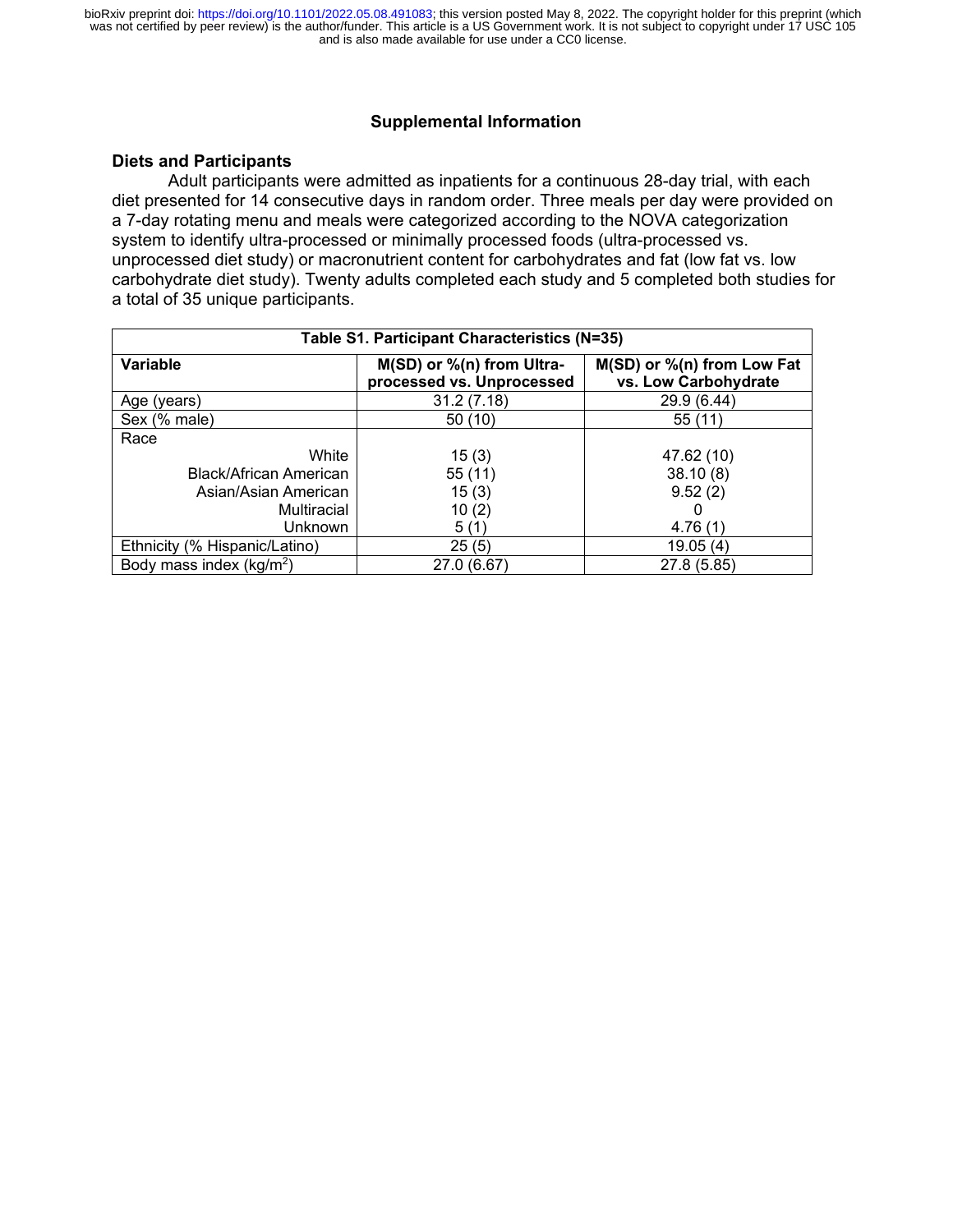## Supplemental Information

### Diets and Participants

Adult participants were admitted as inpatients for a continuous 28-day trial, with each diet presented for 14 consecutive days in random order. Three meals per day were provided on a 7-day rotating menu and meals were categorized according to the NOVA categorization system to identify ultra-processed or minimally processed foods (ultra-processed vs. unprocessed diet study) or macronutrient content for carbohydrates and fat (low fat vs. low carbohydrate diet study). Twenty adults completed each study and 5 completed both studies for a total of 35 unique participants.

**Table S1. Participant Characteristics (N=35)**

| Variable | M(SD) or %(n) from Ultra-processed vs. Unprocessed | M(SD) or %(n) from Low Fat vs. Low Carbohydrate |
|---|---|---|
| Age (years) | 31.2 (7.18) | 29.9 (6.44) |
| Sex (% male) | 50 (10) | 55 (11) |
| Race | | |
| White | 15 (3) | 47.62 (10) |
| Black/African American | 55 (11) | 38.10 (8) |
| Asian/Asian American | 15 (3) | 9.52 (2) |
| Multiracial | 10 (2) | 0 |
| Unknown | 5 (1) | 4.76 (1) |
| Ethnicity (% Hispanic/Latino) | 25 (5) | 19.05 (4) |
| Body mass index (kg/m$^2$) | 27.0 (6.67) | 27.8 (5.85) |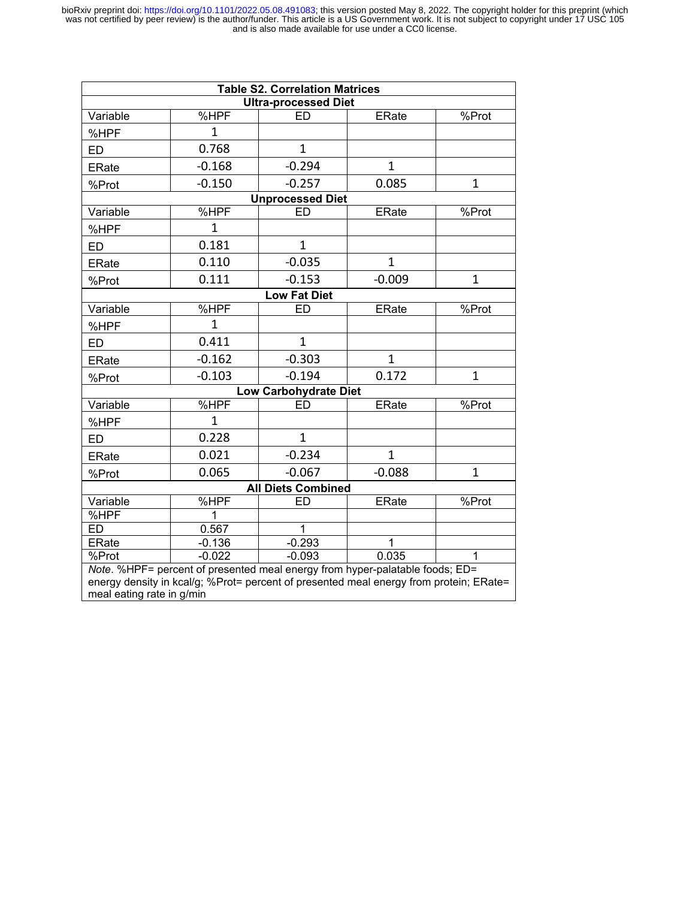**Table S2. Correlation Matrices**

| Variable | %HPF | ED | ERate | %Prot |
|---|---|---|---|---|
| **Ultra-processed Diet** | | | | |
| %HPF | 1 | | | |
| ED | 0.768 | 1 | | |
| ERate | -0.168 | -0.294 | 1 | |
| %Prot | -0.150 | -0.257 | 0.085 | 1 |
| **Unprocessed Diet** | | | | |
| %HPF | 1 | | | |
| ED | 0.181 | 1 | | |
| ERate | 0.110 | -0.035 | 1 | |
| %Prot | 0.111 | -0.153 | -0.009 | 1 |
| **Low Fat Diet** | | | | |
| %HPF | 1 | | | |
| ED | 0.411 | 1 | | |
| ERate | -0.162 | -0.303 | 1 | |
| %Prot | -0.103 | -0.194 | 0.172 | 1 |
| **Low Carbohydrate Diet** | | | | |
| %HPF | 1 | | | |
| ED | 0.228 | 1 | | |
| ERate | 0.021 | -0.234 | 1 | |
| %Prot | 0.065 | -0.067 | -0.088 | 1 |
| **All Diets Combined** | | | | |
| %HPF | 1 | | | |
| ED | 0.567 | 1 | | |
| ERate | -0.136 | -0.293 | 1 | |
| %Prot | -0.022 | -0.093 | 0.035 | 1 |

*Note*. %HPF= percent of presented meal energy from hyper-palatable foods; ED= energy density in kcal/g; %Prot= percent of presented meal energy from protein; ERate= meal eating rate in g/min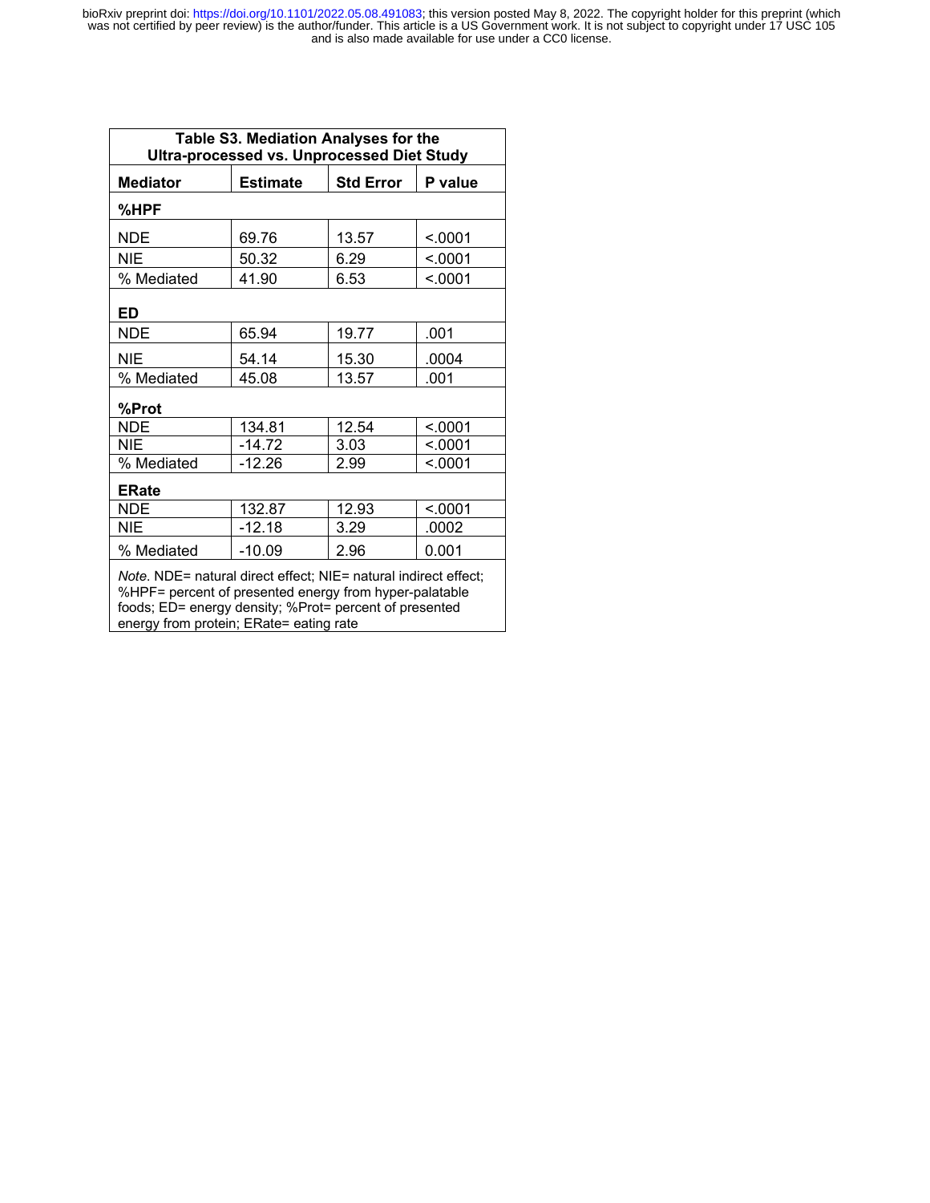**Table S3. Mediation Analyses for the Ultra-processed vs. Unprocessed Diet Study**

| Mediator | Estimate | Std Error | P value |
|---|---|---|---|
| **%HPF** | | | |
| NDE | 69.76 | 13.57 | <.0001 |
| NIE | 50.32 | 6.29 | <.0001 |
| % Mediated | 41.90 | 6.53 | <.0001 |
| **ED** | | | |
| NDE | 65.94 | 19.77 | .001 |
| NIE | 54.14 | 15.30 | .0004 |
| % Mediated | 45.08 | 13.57 | .001 |
| **%Prot** | | | |
| NDE | 134.81 | 12.54 | <.0001 |
| NIE | -14.72 | 3.03 | <.0001 |
| % Mediated | -12.26 | 2.99 | <.0001 |
| **ERate** | | | |
| NDE | 132.87 | 12.93 | <.0001 |
| NIE | -12.18 | 3.29 | .0002 |
| % Mediated | -10.09 | 2.96 | 0.001 |

*Note.* NDE= natural direct effect; NIE= natural indirect effect; %HPF= percent of presented energy from hyper-palatable foods; ED= energy density; %Prot= percent of presented energy from protein; ERate= eating rate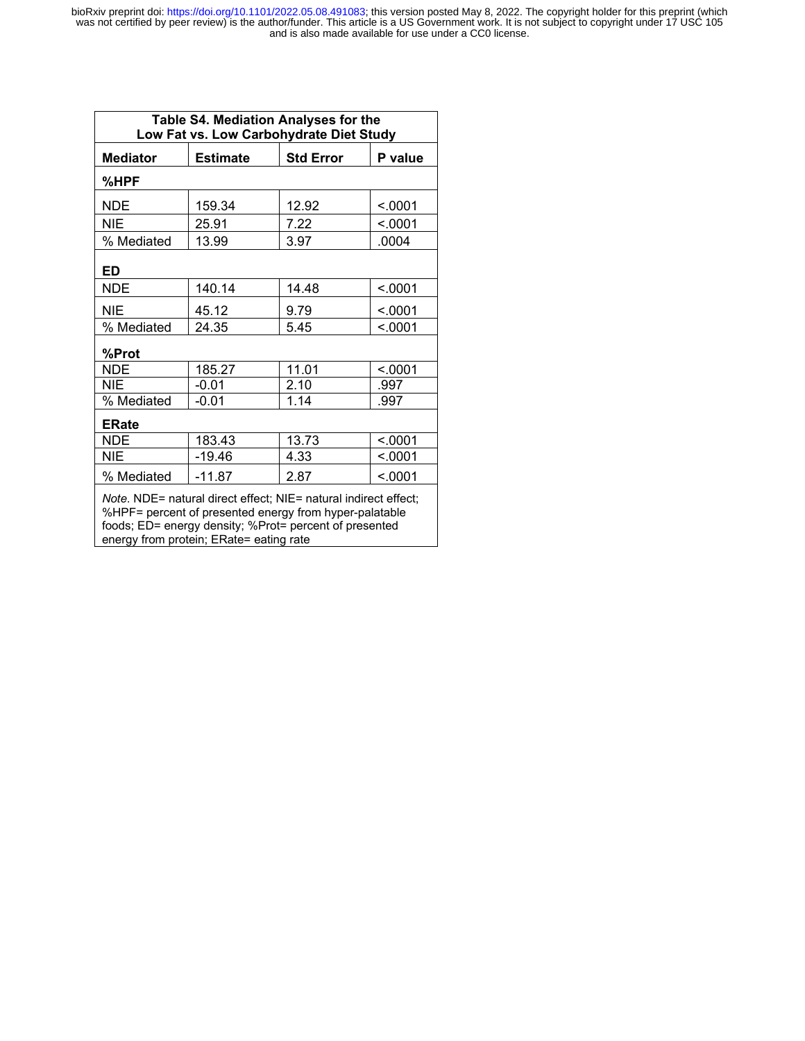**Table S4. Mediation Analyses for the Low Fat vs. Low Carbohydrate Diet Study**

| Mediator | Estimate | Std Error | P value |
|---|---|---|---|
| **%HPF** | | | |
| NDE | 159.34 | 12.92 | <.0001 |
| NIE | 25.91 | 7.22 | <.0001 |
| % Mediated | 13.99 | 3.97 | .0004 |
| **ED** | | | |
| NDE | 140.14 | 14.48 | <.0001 |
| NIE | 45.12 | 9.79 | <.0001 |
| % Mediated | 24.35 | 5.45 | <.0001 |
| **%Prot** | | | |
| NDE | 185.27 | 11.01 | <.0001 |
| NIE | -0.01 | 2.10 | .997 |
| % Mediated | -0.01 | 1.14 | .997 |
| **ERate** | | | |
| NDE | 183.43 | 13.73 | <.0001 |
| NIE | -19.46 | 4.33 | <.0001 |
| % Mediated | -11.87 | 2.87 | <.0001 |

*Note.* NDE= natural direct effect; NIE= natural indirect effect; %HPF= percent of presented energy from hyper-palatable foods; ED= energy density; %Prot= percent of presented energy from protein; ERate= eating rate